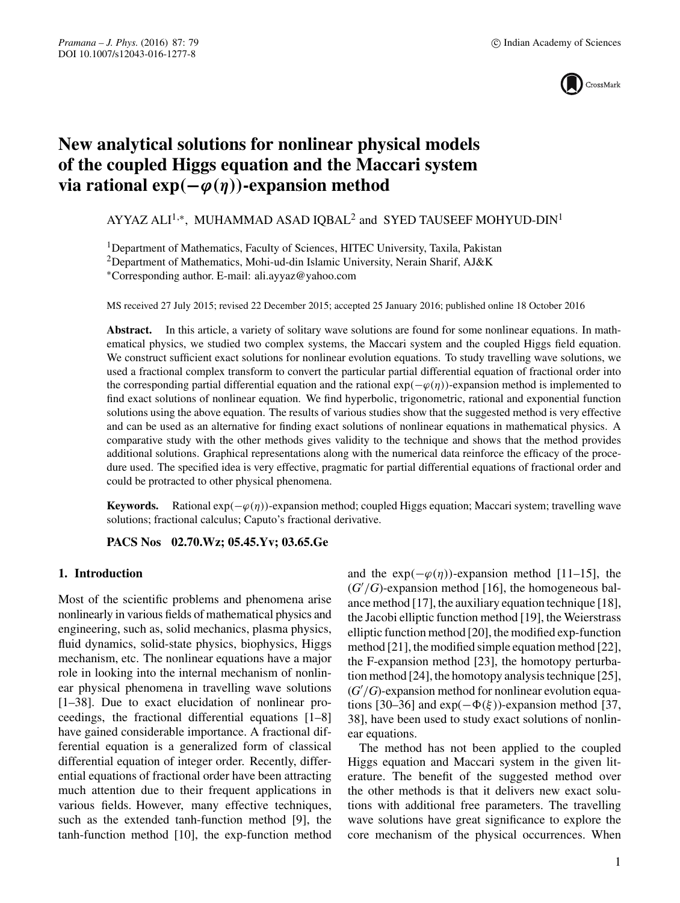# New analytical solutions for nonlinear physical models of the coupled Higgs equation and the Maccari system via rational $\exp(-\varphi(\eta))$-expansion method

AYYAZ ALI[1,*], MUHAMMAD ASAD IQBAL[2] and SYED TAUSEEF MOHYUD-DIN[1]

[1]Department of Mathematics, Faculty of Sciences, HITEC University, Taxila, Pakistan
[2]Department of Mathematics, Mohi-ud-din Islamic University, Nerain Sharif, AJ&K
*Corresponding author. E-mail: ali.ayyaz@yahoo.com

MS received 27 July 2015; revised 22 December 2015; accepted 25 January 2016; published online 18 October 2016

**Abstract.** In this article, a variety of solitary wave solutions are found for some nonlinear equations. In mathematical physics, we studied two complex systems, the Maccari system and the coupled Higgs field equation. We construct sufficient exact solutions for nonlinear evolution equations. To study travelling wave solutions, we used a fractional complex transform to convert the particular partial differential equation of fractional order into the corresponding partial differential equation and the rational $\exp(-\varphi(\eta))$-expansion method is implemented to find exact solutions of nonlinear equation. We find hyperbolic, trigonometric, rational and exponential function solutions using the above equation. The results of various studies show that the suggested method is very effective and can be used as an alternative for finding exact solutions of nonlinear equations in mathematical physics. A comparative study with the other methods gives validity to the technique and shows that the method provides additional solutions. Graphical representations along with the numerical data reinforce the efficacy of the procedure used. The specified idea is very effective, pragmatic for partial differential equations of fractional order and could be protracted to other physical phenomena.

**Keywords.** Rational $\exp(-\varphi(\eta))$-expansion method; coupled Higgs equation; Maccari system; travelling wave solutions; fractional calculus; Caputo's fractional derivative.

**PACS Nos** 02.70.Wz; 05.45.Yv; 03.65.Ge

## 1. Introduction

Most of the scientific problems and phenomena arise nonlinearly in various fields of mathematical physics and engineering, such as, solid mechanics, plasma physics, fluid dynamics, solid-state physics, biophysics, Higgs mechanism, etc. The nonlinear equations have a major role in looking into the internal mechanism of nonlinear physical phenomena in travelling wave solutions [1–38]. Due to exact elucidation of nonlinear proceedings, the fractional differential equations [1–8] have gained considerable importance. A fractional differential equation is a generalized form of classical differential equation of integer order. Recently, differential equations of fractional order have been attracting much attention due to their frequent applications in various fields. However, many effective techniques, such as the extended tanh-function method [9], the tanh-function method [10], the exp-function method and the $\exp(-\varphi(\eta))$-expansion method [11–15], the $(G'/G)$-expansion method [16], the homogeneous balance method [17], the auxiliary equation technique [18], the Jacobi elliptic function method [19], the Weierstrass elliptic function method [20], the modified exp-function method [21], the modified simple equation method [22], the F-expansion method [23], the homotopy perturbation method [24], the homotopy analysis technique [25], $(G'/G)$-expansion method for nonlinear evolution equations [30–36] and $\exp(-\Phi(\xi))$-expansion method [37, 38], have been used to study exact solutions of nonlinear equations.

The method has not been applied to the coupled Higgs equation and Maccari system in the given literature. The benefit of the suggested method over the other methods is that it delivers new exact solutions with additional free parameters. The travelling wave solutions have great significance to explore the core mechanism of the physical occurrences. When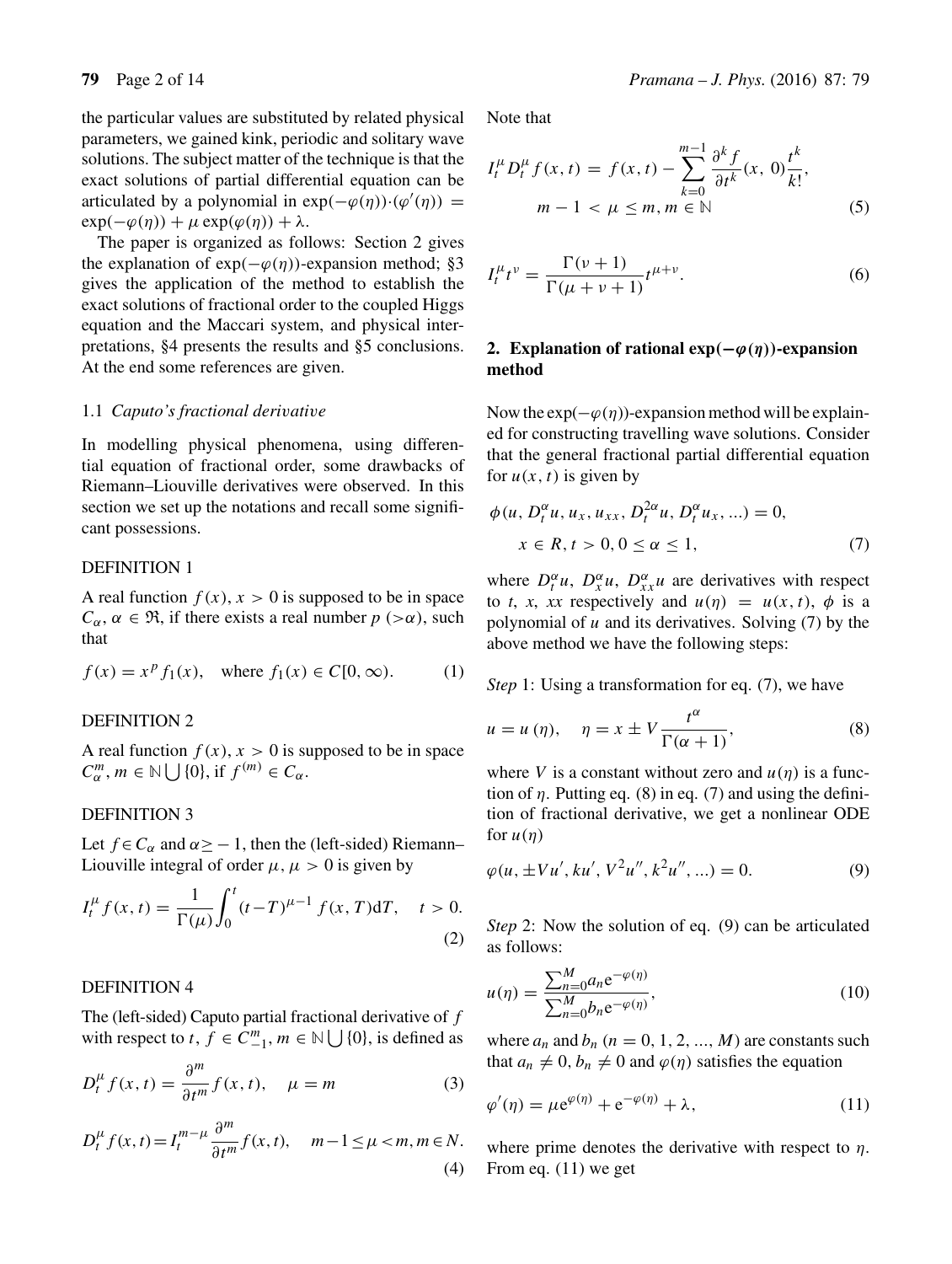the particular values are substituted by related physical parameters, we gained kink, periodic and solitary wave solutions. The subject matter of the technique is that the exact solutions of partial differential equation can be articulated by a polynomial in $\exp(-\varphi(\eta))\cdot(\varphi'(\eta)) = \exp(-\varphi(\eta)) + \mu\exp(\varphi(\eta)) + \lambda$.

The paper is organized as follows: Section 2 gives the explanation of $\exp(-\varphi(\eta))$-expansion method; §3 gives the application of the method to establish the exact solutions of fractional order to the coupled Higgs equation and the Maccari system, and physical interpretations, §4 presents the results and §5 conclusions. At the end some references are given.

### 1.1 *Caputo's fractional derivative*

In modelling physical phenomena, using differential equation of fractional order, some drawbacks of Riemann–Liouville derivatives were observed. In this section we set up the notations and recall some significant possessions.

DEFINITION 1

A real function $f(x)$, $x > 0$ is supposed to be in space $C_\alpha$, $\alpha \in \Re$, if there exists a real number $p$ ($>\alpha$), such that

$$f(x) = x^p f_1(x), \quad \text{where } f_1(x) \in C[0, \infty). \tag{1}$$

DEFINITION 2

A real function $f(x)$, $x > 0$ is supposed to be in space $C_\alpha^m$, $m \in \mathbb{N} \bigcup \{0\}$, if $f^{(m)} \in C_\alpha$.

DEFINITION 3

Let $f \in C_\alpha$ and $\alpha \geq -1$, then the (left-sided) Riemann–Liouville integral of order $\mu$, $\mu > 0$ is given by

$$I_t^\mu f(x,t) = \frac{1}{\Gamma(\mu)}\int_0^t (t-T)^{\mu-1} f(x,T)\mathrm{d}T, \quad t > 0. \tag{2}$$

DEFINITION 4

The (left-sided) Caputo partial fractional derivative of $f$ with respect to $t$, $f \in C_{-1}^m$, $m \in \mathbb{N} \bigcup \{0\}$, is defined as

$$D_t^\mu f(x,t) = \frac{\partial^m}{\partial t^m} f(x,t), \quad \mu = m \tag{3}$$

$$D_t^\mu f(x,t) = I_t^{m-\mu} \frac{\partial^m}{\partial t^m} f(x,t), \quad m-1 \leq \mu < m, m \in N. \tag{4}$$

Note that

$$I_t^\mu D_t^\mu f(x,t) = f(x,t) - \sum_{k=0}^{m-1} \frac{\partial^k f}{\partial t^k}(x,0)\frac{t^k}{k!}, \quad m-1 < \mu \leq m, m \in \mathbb{N} \tag{5}$$

$$I_t^\mu t^\nu = \frac{\Gamma(\nu+1)}{\Gamma(\mu+\nu+1)} t^{\mu+\nu}. \tag{6}$$

## 2. Explanation of rational $\exp(-\varphi(\eta))$-expansion method

Now the $\exp(-\varphi(\eta))$-expansion method will be explained for constructing travelling wave solutions. Consider that the general fractional partial differential equation for $u(x,t)$ is given by

$$\phi(u, D_t^\alpha u, u_x, u_{xx}, D_t^{2\alpha} u, D_t^\alpha u_x, \ldots) = 0, \quad x \in R, t > 0, 0 \leq \alpha \leq 1, \tag{7}$$

where $D_t^\alpha u$, $D_x^\alpha u$, $D_{xx}^\alpha u$ are derivatives with respect to $t$, $x$, $xx$ respectively and $u(\eta) = u(x,t)$, $\phi$ is a polynomial of $u$ and its derivatives. Solving (7) by the above method we have the following steps:

*Step* 1: Using a transformation for eq. (7), we have

$$u = u(\eta), \quad \eta = x \pm V\frac{t^\alpha}{\Gamma(\alpha+1)}, \tag{8}$$

where $V$ is a constant without zero and $u(\eta)$ is a function of $\eta$. Putting eq. (8) in eq. (7) and using the definition of fractional derivative, we get a nonlinear ODE for $u(\eta)$

$$\varphi(u, \pm Vu', ku', V^2u'', k^2u'', \ldots) = 0. \tag{9}$$

*Step* 2: Now the solution of eq. (9) can be articulated as follows:

$$u(\eta) = \frac{\sum_{n=0}^M a_n \mathrm{e}^{-\varphi(\eta)}}{\sum_{n=0}^M b_n \mathrm{e}^{-\varphi(\eta)}}, \tag{10}$$

where $a_n$ and $b_n$ ($n = 0, 1, 2, \ldots, M$) are constants such that $a_n \neq 0$, $b_n \neq 0$ and $\varphi(\eta)$ satisfies the equation

$$\varphi'(\eta) = \mu\mathrm{e}^{\varphi(\eta)} + \mathrm{e}^{-\varphi(\eta)} + \lambda, \tag{11}$$

where prime denotes the derivative with respect to $\eta$. From eq. (11) we get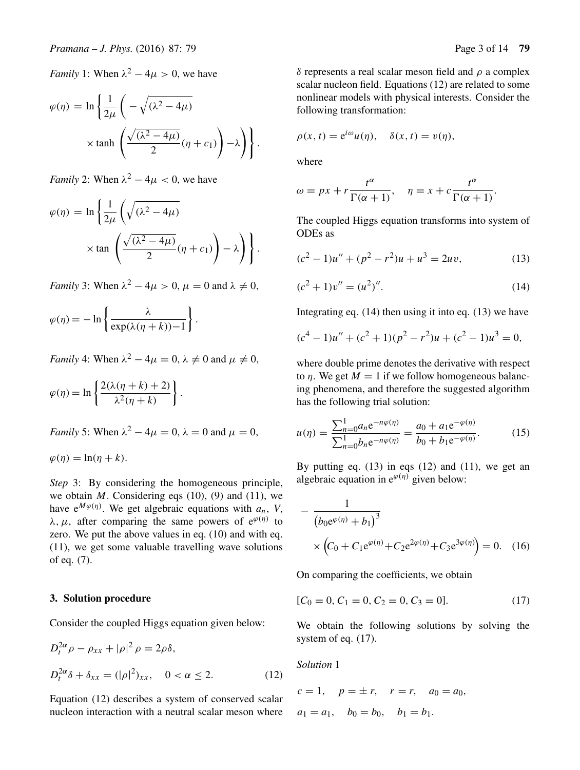*Family* 1: When $\lambda^2 - 4\mu > 0$, we have

$$\varphi(\eta) = \ln\left\{\frac{1}{2\mu}\left(-\sqrt{(\lambda^2-4\mu)} \times \tanh\left(\frac{\sqrt{(\lambda^2-4\mu)}}{2}(\eta+c_1)\right) - \lambda\right)\right\}.$$

*Family* 2: When $\lambda^2 - 4\mu < 0$, we have

$$\varphi(\eta) = \ln\left\{\frac{1}{2\mu}\left(\sqrt{(\lambda^2-4\mu)} \times \tan\left(\frac{\sqrt{(\lambda^2-4\mu)}}{2}(\eta+c_1)\right) - \lambda\right)\right\}.$$

*Family* 3: When $\lambda^2 - 4\mu > 0$, $\mu = 0$ and $\lambda \neq 0$,

$$\varphi(\eta) = -\ln\left\{\frac{\lambda}{\exp(\lambda(\eta+k))-1}\right\}.$$

*Family* 4: When $\lambda^2 - 4\mu = 0$, $\lambda \neq 0$ and $\mu \neq 0$,

$$\varphi(\eta) = \ln\left\{\frac{2(\lambda(\eta+k)+2)}{\lambda^2(\eta+k)}\right\}.$$

*Family* 5: When $\lambda^2 - 4\mu = 0$, $\lambda = 0$ and $\mu = 0$,

$$\varphi(\eta) = \ln(\eta + k).$$

*Step* 3: By considering the homogeneous principle, we obtain $M$. Considering eqs (10), (9) and (11), we have $e^{M\varphi(\eta)}$. We get algebraic equations with $a_n$, $V$, $\lambda$, $\mu$, after comparing the same powers of $e^{\varphi(\eta)}$ to zero. We put the above values in eq. (10) and with eq. (11), we get some valuable travelling wave solutions of eq. (7).

## 3. Solution procedure

Consider the coupled Higgs equation given below:

$$D_t^{2\alpha}\rho - \rho_{xx} + |\rho|^2\rho = 2\rho\delta,$$

$$D_t^{2\alpha}\delta + \delta_{xx} = (|\rho|^2)_{xx}, \quad 0 < \alpha \leq 2. \tag{12}$$

Equation (12) describes a system of conserved scalar nucleon interaction with a neutral scalar meson where $\delta$ represents a real scalar meson field and $\rho$ a complex scalar nucleon field. Equations (12) are related to some nonlinear models with physical interests. Consider the following transformation:

$$\rho(x,t) = e^{i\omega}u(\eta), \quad \delta(x,t) = v(\eta),$$

where

$$\omega = px + r\frac{t^\alpha}{\Gamma(\alpha+1)}, \quad \eta = x + c\frac{t^\alpha}{\Gamma(\alpha+1)}.$$

The coupled Higgs equation transforms into system of ODEs as

$$(c^2-1)u'' + (p^2-r^2)u + u^3 = 2uv, \tag{13}$$

$$(c^2+1)v'' = (u^2)''. \tag{14}$$

Integrating eq. (14) then using it into eq. (13) we have

$$(c^4-1)u'' + (c^2+1)(p^2-r^2)u + (c^2-1)u^3 = 0,$$

where double prime denotes the derivative with respect to $\eta$. We get $M = 1$ if we follow homogeneous balancing phenomena, and therefore the suggested algorithm has the following trial solution:

$$u(\eta) = \frac{\sum_{n=0}^{1} a_n e^{-n\varphi(\eta)}}{\sum_{n=0}^{1} b_n e^{-n\varphi(\eta)}} = \frac{a_0 + a_1 e^{-\varphi(\eta)}}{b_0 + b_1 e^{-\varphi(\eta)}}. \tag{15}$$

By putting eq. (13) in eqs (12) and (11), we get an algebraic equation in $e^{\varphi(\eta)}$ given below:

$$-\frac{1}{\left(b_0 e^{\varphi(\eta)} + b_1\right)^3} \times \left(C_0 + C_1 e^{\varphi(\eta)} + C_2 e^{2\varphi(\eta)} + C_3 e^{3\varphi(\eta)}\right) = 0. \tag{16}$$

On comparing the coefficients, we obtain

$$[C_0 = 0, C_1 = 0, C_2 = 0, C_3 = 0]. \tag{17}$$

We obtain the following solutions by solving the system of eq. (17).

*Solution* 1

$$c = 1, \quad p = \pm r, \quad r = r, \quad a_0 = a_0,$$

$$a_1 = a_1, \quad b_0 = b_0, \quad b_1 = b_1.$$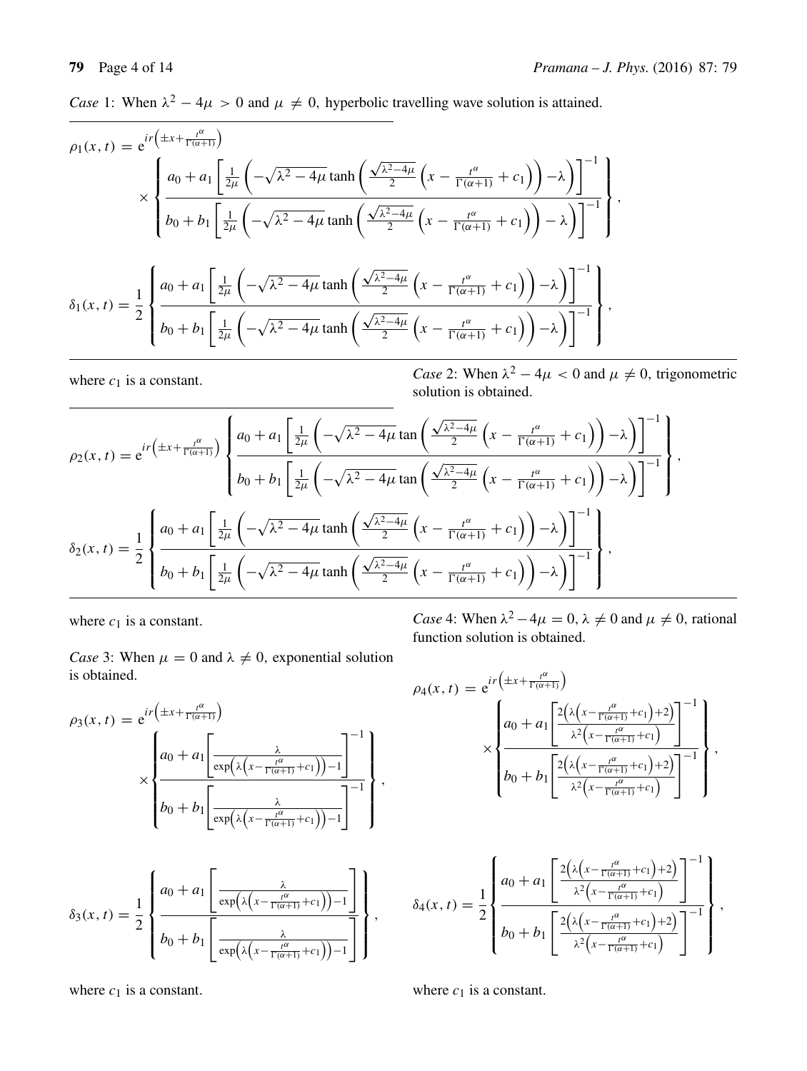*Case* 1: When $\lambda^2 - 4\mu > 0$ and $\mu \neq 0$, hyperbolic travelling wave solution is attained.

$$\rho_1(x,t) = e^{ir\left(\pm x + \frac{t^\alpha}{\Gamma(\alpha+1)}\right)} \times \left\{ \frac{a_0 + a_1 \left[ \frac{1}{2\mu} \left( -\sqrt{\lambda^2 - 4\mu} \tanh\left( \frac{\sqrt{\lambda^2-4\mu}}{2} \left( x - \frac{t^\alpha}{\Gamma(\alpha+1)} + c_1 \right) \right) - \lambda \right) \right]^{-1}}{b_0 + b_1 \left[ \frac{1}{2\mu} \left( -\sqrt{\lambda^2 - 4\mu} \tanh\left( \frac{\sqrt{\lambda^2-4\mu}}{2} \left( x - \frac{t^\alpha}{\Gamma(\alpha+1)} + c_1 \right) \right) - \lambda \right) \right]^{-1}} \right\},$$

$$\delta_1(x,t) = \frac{1}{2} \left\{ \frac{a_0 + a_1 \left[ \frac{1}{2\mu} \left( -\sqrt{\lambda^2 - 4\mu} \tanh\left( \frac{\sqrt{\lambda^2-4\mu}}{2} \left( x - \frac{t^\alpha}{\Gamma(\alpha+1)} + c_1 \right) \right) - \lambda \right) \right]^{-1}}{b_0 + b_1 \left[ \frac{1}{2\mu} \left( -\sqrt{\lambda^2 - 4\mu} \tanh\left( \frac{\sqrt{\lambda^2-4\mu}}{2} \left( x - \frac{t^\alpha}{\Gamma(\alpha+1)} + c_1 \right) \right) - \lambda \right) \right]^{-1}} \right\},$$

where $c_1$ is a constant.

*Case* 2: When $\lambda^2 - 4\mu < 0$ and $\mu \neq 0$, trigonometric solution is obtained.

$$\rho_2(x,t) = e^{ir\left(\pm x + \frac{t^\alpha}{\Gamma(\alpha+1)}\right)} \left\{ \frac{a_0 + a_1 \left[ \frac{1}{2\mu} \left( -\sqrt{\lambda^2 - 4\mu} \tan\left( \frac{\sqrt{\lambda^2-4\mu}}{2} \left( x - \frac{t^\alpha}{\Gamma(\alpha+1)} + c_1 \right) \right) - \lambda \right) \right]^{-1}}{b_0 + b_1 \left[ \frac{1}{2\mu} \left( -\sqrt{\lambda^2 - 4\mu} \tan\left( \frac{\sqrt{\lambda^2-4\mu}}{2} \left( x - \frac{t^\alpha}{\Gamma(\alpha+1)} + c_1 \right) \right) - \lambda \right) \right]^{-1}} \right\},$$

$$\delta_2(x,t) = \frac{1}{2} \left\{ \frac{a_0 + a_1 \left[ \frac{1}{2\mu} \left( -\sqrt{\lambda^2 - 4\mu} \tanh\left( \frac{\sqrt{\lambda^2-4\mu}}{2} \left( x - \frac{t^\alpha}{\Gamma(\alpha+1)} + c_1 \right) \right) - \lambda \right) \right]^{-1}}{b_0 + b_1 \left[ \frac{1}{2\mu} \left( -\sqrt{\lambda^2 - 4\mu} \tanh\left( \frac{\sqrt{\lambda^2-4\mu}}{2} \left( x - \frac{t^\alpha}{\Gamma(\alpha+1)} + c_1 \right) \right) - \lambda \right) \right]^{-1}} \right\},$$

where $c_1$ is a constant.

*Case* 3: When $\mu = 0$ and $\lambda \neq 0$, exponential solution is obtained.

$$\rho_3(x,t) = e^{ir\left(\pm x + \frac{t^\alpha}{\Gamma(\alpha+1)}\right)} \times \left\{ \frac{a_0 + a_1 \left[ \frac{\lambda}{\exp\left(\lambda\left(x - \frac{t^\alpha}{\Gamma(\alpha+1)} + c_1\right)\right) - 1} \right]^{-1}}{b_0 + b_1 \left[ \frac{\lambda}{\exp\left(\lambda\left(x - \frac{t^\alpha}{\Gamma(\alpha+1)} + c_1\right)\right) - 1} \right]^{-1}} \right\},$$

$$\delta_3(x,t) = \frac{1}{2} \left\{ \frac{a_0 + a_1 \left[ \frac{\lambda}{\exp\left(\lambda\left(x - \frac{t^\alpha}{\Gamma(\alpha+1)} + c_1\right)\right) - 1} \right]}{b_0 + b_1 \left[ \frac{\lambda}{\exp\left(\lambda\left(x - \frac{t^\alpha}{\Gamma(\alpha+1)} + c_1\right)\right) - 1} \right]} \right\},$$

where $c_1$ is a constant.

*Case* 4: When $\lambda^2 - 4\mu = 0$, $\lambda \neq 0$ and $\mu \neq 0$, rational function solution is obtained.

$$\rho_4(x,t) = e^{ir\left(\pm x + \frac{t^\alpha}{\Gamma(\alpha+1)}\right)} \times \left\{ \frac{a_0 + a_1 \left[ \frac{2\left(\lambda\left(x - \frac{t^\alpha}{\Gamma(\alpha+1)} + c_1\right) + 2\right)}{\lambda^2\left(x - \frac{t^\alpha}{\Gamma(\alpha+1)} + c_1\right)} \right]^{-1}}{b_0 + b_1 \left[ \frac{2\left(\lambda\left(x - \frac{t^\alpha}{\Gamma(\alpha+1)} + c_1\right) + 2\right)}{\lambda^2\left(x - \frac{t^\alpha}{\Gamma(\alpha+1)} + c_1\right)} \right]^{-1}} \right\},$$

$$\delta_4(x,t) = \frac{1}{2} \left\{ \frac{a_0 + a_1 \left[ \frac{2\left(\lambda\left(x - \frac{t^\alpha}{\Gamma(\alpha+1)} + c_1\right) + 2\right)}{\lambda^2\left(x - \frac{t^\alpha}{\Gamma(\alpha+1)} + c_1\right)} \right]^{-1}}{b_0 + b_1 \left[ \frac{2\left(\lambda\left(x - \frac{t^\alpha}{\Gamma(\alpha+1)} + c_1\right) + 2\right)}{\lambda^2\left(x - \frac{t^\alpha}{\Gamma(\alpha+1)} + c_1\right)} \right]^{-1}} \right\},$$

where $c_1$ is a constant.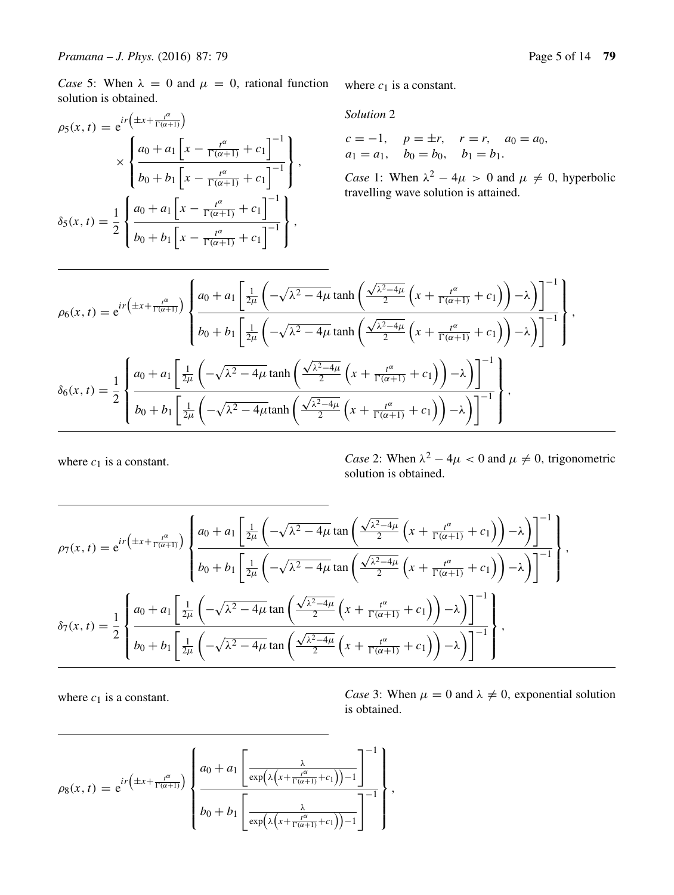*Case* 5: When $\lambda = 0$ and $\mu = 0$, rational function solution is obtained.

$$\rho_5(x,t) = \mathrm{e}^{ir\left(\pm x + \frac{t^\alpha}{\Gamma(\alpha+1)}\right)} \times \left\{ \frac{a_0 + a_1\left[x - \frac{t^\alpha}{\Gamma(\alpha+1)} + c_1\right]^{-1}}{b_0 + b_1\left[x - \frac{t^\alpha}{\Gamma(\alpha+1)} + c_1\right]^{-1}} \right\},$$

$$\delta_5(x,t) = \frac{1}{2}\left\{ \frac{a_0 + a_1\left[x - \frac{t^\alpha}{\Gamma(\alpha+1)} + c_1\right]^{-1}}{b_0 + b_1\left[x - \frac{t^\alpha}{\Gamma(\alpha+1)} + c_1\right]^{-1}} \right\},$$

where $c_1$ is a constant.

*Solution* 2

$$c = -1, \quad p = \pm r, \quad r = r, \quad a_0 = a_0, \quad a_1 = a_1, \quad b_0 = b_0, \quad b_1 = b_1.$$

*Case* 1: When $\lambda^2 - 4\mu > 0$ and $\mu \neq 0$, hyperbolic travelling wave solution is attained.

$$\rho_6(x,t) = \mathrm{e}^{ir\left(\pm x + \frac{t^\alpha}{\Gamma(\alpha+1)}\right)} \left\{ \frac{a_0 + a_1\left[\frac{1}{2\mu}\left(-\sqrt{\lambda^2-4\mu}\tanh\left(\frac{\sqrt{\lambda^2-4\mu}}{2}\left(x + \frac{t^\alpha}{\Gamma(\alpha+1)} + c_1\right)\right) - \lambda\right)\right]^{-1}}{b_0 + b_1\left[\frac{1}{2\mu}\left(-\sqrt{\lambda^2-4\mu}\tanh\left(\frac{\sqrt{\lambda^2-4\mu}}{2}\left(x + \frac{t^\alpha}{\Gamma(\alpha+1)} + c_1\right)\right) - \lambda\right)\right]^{-1}} \right\},$$

$$\delta_6(x,t) = \frac{1}{2}\left\{ \frac{a_0 + a_1\left[\frac{1}{2\mu}\left(-\sqrt{\lambda^2-4\mu}\tanh\left(\frac{\sqrt{\lambda^2-4\mu}}{2}\left(x + \frac{t^\alpha}{\Gamma(\alpha+1)} + c_1\right)\right) - \lambda\right)\right]^{-1}}{b_0 + b_1\left[\frac{1}{2\mu}\left(-\sqrt{\lambda^2-4\mu}\tanh\left(\frac{\sqrt{\lambda^2-4\mu}}{2}\left(x + \frac{t^\alpha}{\Gamma(\alpha+1)} + c_1\right)\right) - \lambda\right)\right]^{-1}} \right\},$$

where $c_1$ is a constant.

*Case* 2: When $\lambda^2 - 4\mu < 0$ and $\mu \neq 0$, trigonometric solution is obtained.

$$\rho_7(x,t) = \mathrm{e}^{ir\left(\pm x + \frac{t^\alpha}{\Gamma(\alpha+1)}\right)} \left\{ \frac{a_0 + a_1\left[\frac{1}{2\mu}\left(-\sqrt{\lambda^2-4\mu}\tan\left(\frac{\sqrt{\lambda^2-4\mu}}{2}\left(x + \frac{t^\alpha}{\Gamma(\alpha+1)} + c_1\right)\right) - \lambda\right)\right]^{-1}}{b_0 + b_1\left[\frac{1}{2\mu}\left(-\sqrt{\lambda^2-4\mu}\tan\left(\frac{\sqrt{\lambda^2-4\mu}}{2}\left(x + \frac{t^\alpha}{\Gamma(\alpha+1)} + c_1\right)\right) - \lambda\right)\right]^{-1}} \right\},$$

$$\delta_7(x,t) = \frac{1}{2}\left\{ \frac{a_0 + a_1\left[\frac{1}{2\mu}\left(-\sqrt{\lambda^2-4\mu}\tan\left(\frac{\sqrt{\lambda^2-4\mu}}{2}\left(x + \frac{t^\alpha}{\Gamma(\alpha+1)} + c_1\right)\right) - \lambda\right)\right]^{-1}}{b_0 + b_1\left[\frac{1}{2\mu}\left(-\sqrt{\lambda^2-4\mu}\tan\left(\frac{\sqrt{\lambda^2-4\mu}}{2}\left(x + \frac{t^\alpha}{\Gamma(\alpha+1)} + c_1\right)\right) - \lambda\right)\right]^{-1}} \right\},$$

where $c_1$ is a constant.

*Case* 3: When $\mu = 0$ and $\lambda \neq 0$, exponential solution is obtained.

$$\rho_8(x,t) = \mathrm{e}^{ir\left(\pm x + \frac{t^\alpha}{\Gamma(\alpha+1)}\right)} \left\{ \frac{a_0 + a_1\left[\frac{\lambda}{\exp\left(\lambda\left(x + \frac{t^\alpha}{\Gamma(\alpha+1)} + c_1\right)\right) - 1}\right]^{-1}}{b_0 + b_1\left[\frac{\lambda}{\exp\left(\lambda\left(x + \frac{t^\alpha}{\Gamma(\alpha+1)} + c_1\right)\right) - 1}\right]^{-1}} \right\},$$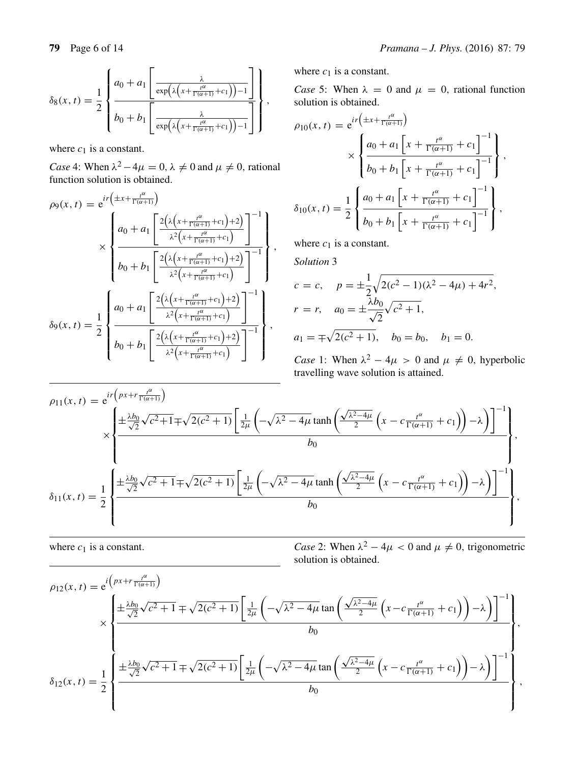$$\delta_8(x,t) = \frac{1}{2}\left\{\frac{a_0 + a_1\left[\frac{\lambda}{\exp\left(\lambda\left(x+\frac{t^\alpha}{\Gamma(\alpha+1)}+c_1\right)\right)-1}\right]}{b_0 + b_1\left[\frac{\lambda}{\exp\left(\lambda\left(x+\frac{t^\alpha}{\Gamma(\alpha+1)}+c_1\right)\right)-1}\right]}\right\},$$

where $c_1$ is a constant.

*Case* 4: When $\lambda^2 - 4\mu = 0$, $\lambda \neq 0$ and $\mu \neq 0$, rational function solution is obtained.

$$\rho_9(x,t) = e^{ir\left(\pm x+\frac{t^\alpha}{\Gamma(\alpha+1)}\right)} \times \left\{\frac{a_0 + a_1\left[\frac{2\left(\lambda\left(x+\frac{t^\alpha}{\Gamma(\alpha+1)}+c_1\right)+2\right)}{\lambda^2\left(x+\frac{t^\alpha}{\Gamma(\alpha+1)}+c_1\right)}\right]^{-1}}{b_0 + b_1\left[\frac{2\left(\lambda\left(x+\frac{t^\alpha}{\Gamma(\alpha+1)}+c_1\right)+2\right)}{\lambda^2\left(x+\frac{t^\alpha}{\Gamma(\alpha+1)}+c_1\right)}\right]^{-1}}\right\},$$

$$\delta_9(x,t) = \frac{1}{2}\left\{\frac{a_0 + a_1\left[\frac{2\left(\lambda\left(x+\frac{t^\alpha}{\Gamma(\alpha+1)}+c_1\right)+2\right)}{\lambda^2\left(x+\frac{t^\alpha}{\Gamma(\alpha+1)}+c_1\right)}\right]^{-1}}{b_0 + b_1\left[\frac{2\left(\lambda\left(x+\frac{t^\alpha}{\Gamma(\alpha+1)}+c_1\right)+2\right)}{\lambda^2\left(x+\frac{t^\alpha}{\Gamma(\alpha+1)}+c_1\right)}\right]^{-1}}\right\},$$

where $c_1$ is a constant.

*Case* 5: When $\lambda = 0$ and $\mu = 0$, rational function solution is obtained.

$$\rho_{10}(x,t) = e^{ir\left(\pm x+\frac{t^\alpha}{\Gamma(\alpha+1)}\right)} \times \left\{\frac{a_0 + a_1\left[x+\frac{t^\alpha}{\Gamma(\alpha+1)}+c_1\right]^{-1}}{b_0 + b_1\left[x+\frac{t^\alpha}{\Gamma(\alpha+1)}+c_1\right]^{-1}}\right\},$$

$$\delta_{10}(x,t) = \frac{1}{2}\left\{\frac{a_0 + a_1\left[x+\frac{t^\alpha}{\Gamma(\alpha+1)}+c_1\right]^{-1}}{b_0 + b_1\left[x+\frac{t^\alpha}{\Gamma(\alpha+1)}+c_1\right]^{-1}}\right\},$$

where $c_1$ is a constant.

*Solution* 3

$$c = c, \quad p = \pm\frac{1}{2}\sqrt{2(c^2-1)(\lambda^2-4\mu)+4r^2},$$
$$r = r, \quad a_0 = \pm\frac{\lambda b_0}{\sqrt{2}}\sqrt{c^2+1},$$
$$a_1 = \mp\sqrt{2(c^2+1)}, \quad b_0 = b_0, \quad b_1 = 0.$$

*Case* 1: When $\lambda^2 - 4\mu > 0$ and $\mu \neq 0$, hyperbolic travelling wave solution is attained.

$$\rho_{11}(x,t) = e^{ir\left(px+r\frac{t^\alpha}{\Gamma(\alpha+1)}\right)} \times \left\{\frac{\pm\frac{\lambda b_0}{\sqrt{2}}\sqrt{c^2+1}\mp\sqrt{2(c^2+1)}\left[\frac{1}{2\mu}\left(-\sqrt{\lambda^2-4\mu}\tanh\left(\frac{\sqrt{\lambda^2-4\mu}}{2}\left(x-c\frac{t^\alpha}{\Gamma(\alpha+1)}+c_1\right)\right)-\lambda\right)\right]^{-1}}{b_0}\right\},$$

$$\delta_{11}(x,t) = \frac{1}{2}\left\{\frac{\pm\frac{\lambda b_0}{\sqrt{2}}\sqrt{c^2+1}\mp\sqrt{2(c^2+1)}\left[\frac{1}{2\mu}\left(-\sqrt{\lambda^2-4\mu}\tanh\left(\frac{\sqrt{\lambda^2-4\mu}}{2}\left(x-c\frac{t^\alpha}{\Gamma(\alpha+1)}+c_1\right)\right)-\lambda\right)\right]^{-1}}{b_0}\right\},$$

where $c_1$ is a constant.

*Case* 2: When $\lambda^2 - 4\mu < 0$ and $\mu \neq 0$, trigonometric solution is obtained.

$$\rho_{12}(x,t) = e^{i\left(px+r\frac{t^\alpha}{\Gamma(\alpha+1)}\right)} \times \left\{\frac{\pm\frac{\lambda b_0}{\sqrt{2}}\sqrt{c^2+1}\mp\sqrt{2(c^2+1)}\left[\frac{1}{2\mu}\left(-\sqrt{\lambda^2-4\mu}\tan\left(\frac{\sqrt{\lambda^2-4\mu}}{2}\left(x-c\frac{t^\alpha}{\Gamma(\alpha+1)}+c_1\right)\right)-\lambda\right)\right]^{-1}}{b_0}\right\},$$

$$\delta_{12}(x,t) = \frac{1}{2}\left\{\frac{\pm\frac{\lambda b_0}{\sqrt{2}}\sqrt{c^2+1}\mp\sqrt{2(c^2+1)}\left[\frac{1}{2\mu}\left(-\sqrt{\lambda^2-4\mu}\tan\left(\frac{\sqrt{\lambda^2-4\mu}}{2}\left(x-c\frac{t^\alpha}{\Gamma(\alpha+1)}+c_1\right)\right)-\lambda\right)\right]^{-1}}{b_0}\right\},$$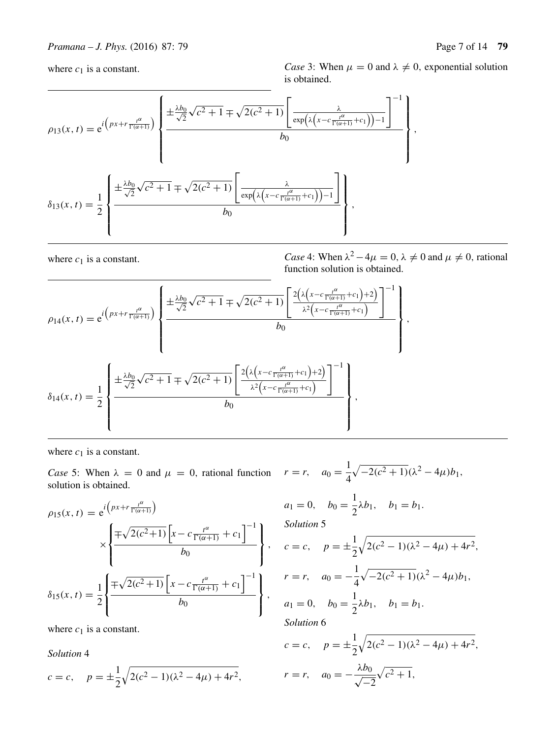where $c_1$ is a constant.

*Case* 3: When $\mu = 0$ and $\lambda \neq 0$, exponential solution is obtained.

$$\rho_{13}(x,t) = \mathrm{e}^{i\left(px + r\frac{t^\alpha}{\Gamma(\alpha+1)}\right)} \left\{ \frac{\pm\frac{\lambda b_0}{\sqrt{2}}\sqrt{c^2+1} \mp \sqrt{2(c^2+1)}\left[\frac{\lambda}{\exp\left(\lambda\left(x - c\frac{t^\alpha}{\Gamma(\alpha+1)} + c_1\right)\right) - 1}\right]^{-1}}{b_0} \right\},$$

$$\delta_{13}(x,t) = \frac{1}{2}\left\{ \frac{\pm\frac{\lambda b_0}{\sqrt{2}}\sqrt{c^2+1} \mp \sqrt{2(c^2+1)}\left[\frac{\lambda}{\exp\left(\lambda\left(x - c\frac{t^\alpha}{\Gamma(\alpha+1)} + c_1\right)\right) - 1}\right]}{b_0} \right\},$$

where $c_1$ is a constant.

*Case* 4: When $\lambda^2 - 4\mu = 0$, $\lambda \neq 0$ and $\mu \neq 0$, rational function solution is obtained.

$$\rho_{14}(x,t) = \mathrm{e}^{i\left(px + r\frac{t^\alpha}{\Gamma(\alpha+1)}\right)} \left\{ \frac{\pm\frac{\lambda b_0}{\sqrt{2}}\sqrt{c^2+1} \mp \sqrt{2(c^2+1)}\left[\frac{2\left(\lambda\left(x - c\frac{t^\alpha}{\Gamma(\alpha+1)} + c_1\right) + 2\right)}{\lambda^2\left(x - c\frac{t^\alpha}{\Gamma(\alpha+1)} + c_1\right)}\right]^{-1}}{b_0} \right\},$$

$$\delta_{14}(x,t) = \frac{1}{2}\left\{ \frac{\pm\frac{\lambda b_0}{\sqrt{2}}\sqrt{c^2+1} \mp \sqrt{2(c^2+1)}\left[\frac{2\left(\lambda\left(x - c\frac{t^\alpha}{\Gamma(\alpha+1)} + c_1\right) + 2\right)}{\lambda^2\left(x - c\frac{t^\alpha}{\Gamma(\alpha+1)} + c_1\right)}\right]^{-1}}{b_0} \right\},$$

where $c_1$ is a constant.

*Case* 5: When $\lambda = 0$ and $\mu = 0$, rational function solution is obtained.

$$\rho_{15}(x,t) = \mathrm{e}^{i\left(px + r\frac{t^\alpha}{\Gamma(\alpha+1)}\right)} \times \left\{ \frac{\mp\sqrt{2(c^2+1)}\left[x - c\frac{t^\alpha}{\Gamma(\alpha+1)} + c_1\right]^{-1}}{b_0} \right\},$$

$$\delta_{15}(x,t) = \frac{1}{2}\left\{ \frac{\mp\sqrt{2(c^2+1)}\left[x - c\frac{t^\alpha}{\Gamma(\alpha+1)} + c_1\right]^{-1}}{b_0} \right\},$$

where $c_1$ is a constant.

*Solution* 4

$$c = c, \quad p = \pm\frac{1}{2}\sqrt{2(c^2-1)(\lambda^2-4\mu) + 4r^2},$$

$$r = r, \quad a_0 = \frac{1}{4}\sqrt{-2(c^2+1)}(\lambda^2-4\mu)b_1,$$

$$a_1 = 0, \quad b_0 = \frac{1}{2}\lambda b_1, \quad b_1 = b_1.$$

*Solution* 5

$$c = c, \quad p = \pm\frac{1}{2}\sqrt{2(c^2-1)(\lambda^2-4\mu) + 4r^2},$$

$$r = r, \quad a_0 = -\frac{1}{4}\sqrt{-2(c^2+1)}(\lambda^2-4\mu)b_1,$$

$$a_1 = 0, \quad b_0 = \frac{1}{2}\lambda b_1, \quad b_1 = b_1.$$

*Solution* 6

$$c = c, \quad p = \pm\frac{1}{2}\sqrt{2(c^2-1)(\lambda^2-4\mu) + 4r^2},$$

$$r = r, \quad a_0 = -\frac{\lambda b_0}{\sqrt{-2}}\sqrt{c^2+1},$$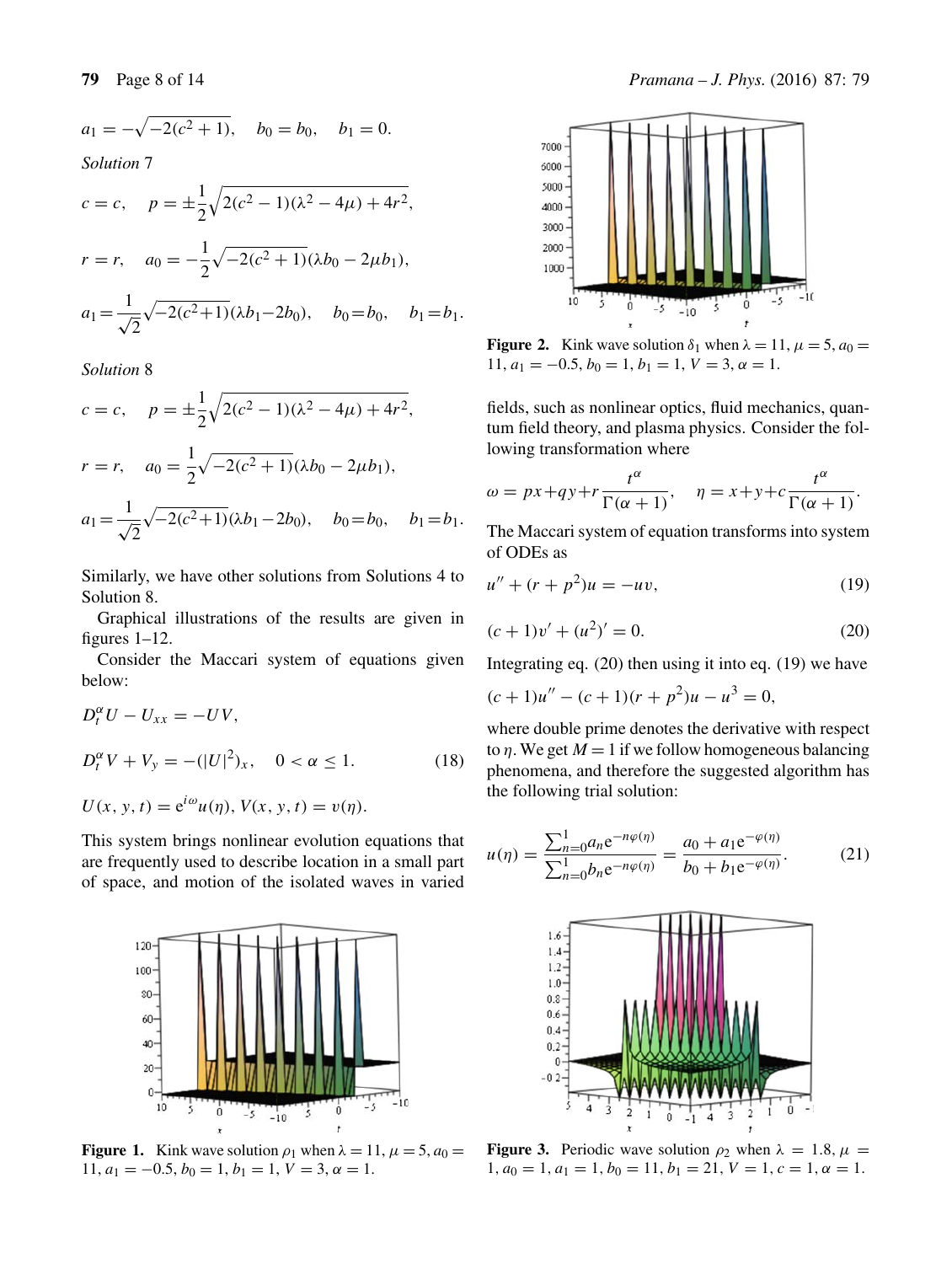$$a_1 = -\sqrt{-2(c^2+1)}, \quad b_0 = b_0, \quad b_1 = 0.$$

*Solution* 7

$$c = c, \quad p = \pm\frac{1}{2}\sqrt{2(c^2-1)(\lambda^2-4\mu)+4r^2},$$

$$r = r, \quad a_0 = -\frac{1}{2}\sqrt{-2(c^2+1)}(\lambda b_0 - 2\mu b_1),$$

$$a_1 = \frac{1}{\sqrt{2}}\sqrt{-2(c^2+1)}(\lambda b_1 - 2b_0), \quad b_0 = b_0, \quad b_1 = b_1.$$

*Solution* 8

$$c = c, \quad p = \pm\frac{1}{2}\sqrt{2(c^2-1)(\lambda^2-4\mu)+4r^2},$$

$$r = r, \quad a_0 = \frac{1}{2}\sqrt{-2(c^2+1)}(\lambda b_0 - 2\mu b_1),$$

$$a_1 = \frac{1}{\sqrt{2}}\sqrt{-2(c^2+1)}(\lambda b_1 - 2b_0), \quad b_0 = b_0, \quad b_1 = b_1.$$

Similarly, we have other solutions from Solutions 4 to Solution 8.

Graphical illustrations of the results are given in figures 1–12.

Consider the Maccari system of equations given below:

$$D_t^\alpha U - U_{xx} = -UV,$$

$$D_t^\alpha V + V_y = -(|U|^2)_x, \quad 0 < \alpha \le 1. \tag{18}$$

$$U(x, y, t) = \mathrm{e}^{i\omega}u(\eta), \; V(x, y, t) = v(\eta).$$

This system brings nonlinear evolution equations that are frequently used to describe location in a small part of space, and motion of the isolated waves in varied fields, such as nonlinear optics, fluid mechanics, quantum field theory, and plasma physics. Consider the following transformation where

$$\omega = px + qy + r\frac{t^\alpha}{\Gamma(\alpha+1)}, \quad \eta = x + y + c\frac{t^\alpha}{\Gamma(\alpha+1)}.$$

The Maccari system of equation transforms into system of ODEs as

$$u'' + (r + p^2)u = -uv, \tag{19}$$

$$(c+1)v' + (u^2)' = 0. \tag{20}$$

Integrating eq. (20) then using it into eq. (19) we have

$$(c+1)u'' - (c+1)(r+p^2)u - u^3 = 0,$$

where double prime denotes the derivative with respect to $\eta$. We get $M = 1$ if we follow homogeneous balancing phenomena, and therefore the suggested algorithm has the following trial solution:

$$u(\eta) = \frac{\sum_{n=0}^{1} a_n \mathrm{e}^{-n\varphi(\eta)}}{\sum_{n=0}^{1} b_n \mathrm{e}^{-n\varphi(\eta)}} = \frac{a_0 + a_1 \mathrm{e}^{-\varphi(\eta)}}{b_0 + b_1 \mathrm{e}^{-\varphi(\eta)}}. \tag{21}$$

**Figure 1.** Kink wave solution $\rho_1$ when $\lambda = 11$, $\mu = 5$, $a_0 = 11$, $a_1 = -0.5$, $b_0 = 1$, $b_1 = 1$, $V = 3$, $\alpha = 1$.

**Figure 2.** Kink wave solution $\delta_1$ when $\lambda = 11$, $\mu = 5$, $a_0 = 11$, $a_1 = -0.5$, $b_0 = 1$, $b_1 = 1$, $V = 3$, $\alpha = 1$.

**Figure 3.** Periodic wave solution $\rho_2$ when $\lambda = 1.8$, $\mu = 1$, $a_0 = 1$, $a_1 = 1$, $b_0 = 11$, $b_1 = 21$, $V = 1$, $c = 1$, $\alpha = 1$.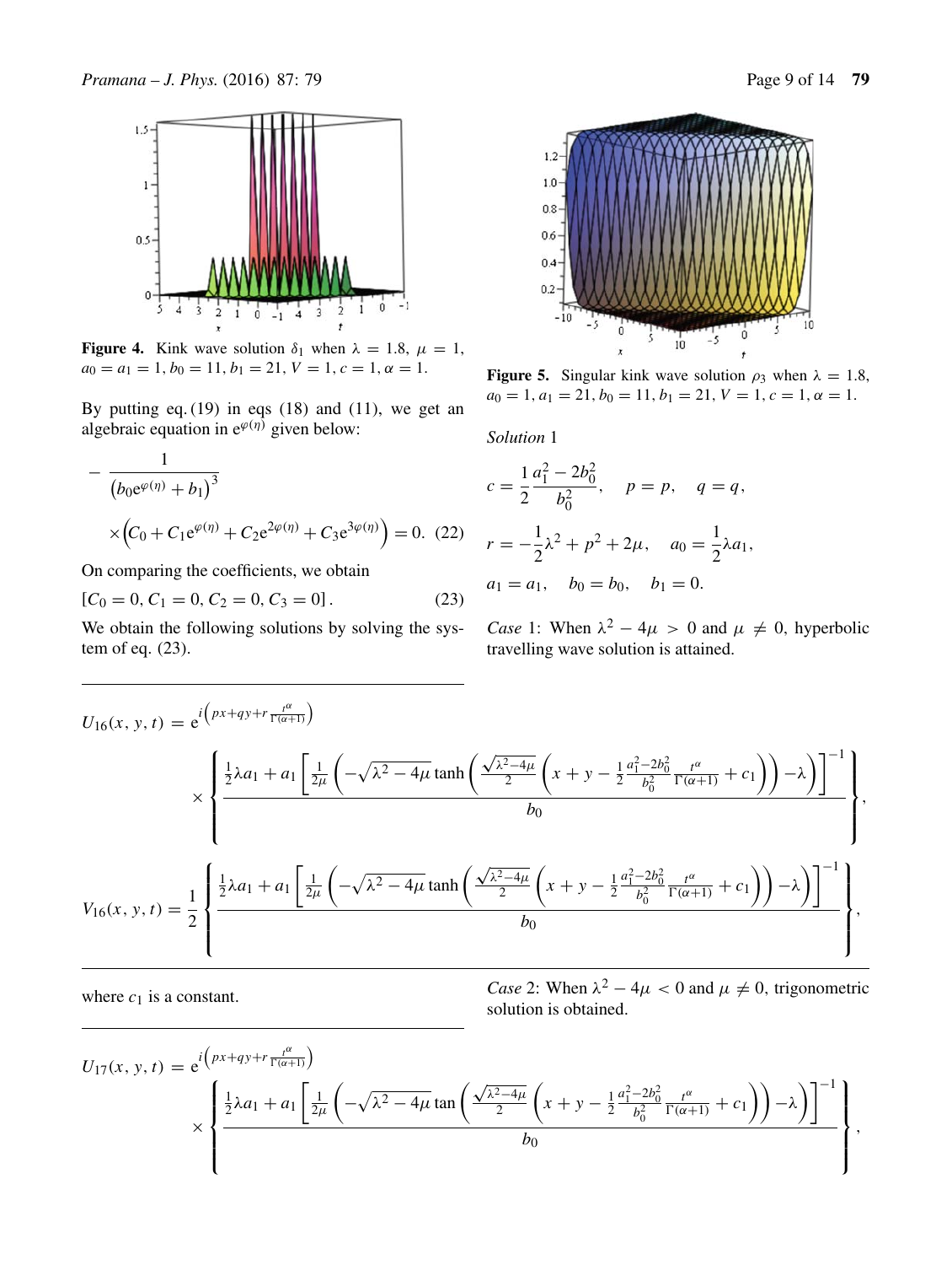Figure 4. Kink wave solution $\delta_1$ when $\lambda = 1.8$, $\mu = 1$, $a_0 = a_1 = 1$, $b_0 = 11$, $b_1 = 21$, $V = 1$, $c = 1$, $\alpha = 1$.

By putting eq. (19) in eqs (18) and (11), we get an algebraic equation in $e^{\varphi(\eta)}$ given below:

$$-\frac{1}{\left(b_0 e^{\varphi(\eta)} + b_1\right)^3} \times \left(C_0 + C_1 e^{\varphi(\eta)} + C_2 e^{2\varphi(\eta)} + C_3 e^{3\varphi(\eta)}\right) = 0. \quad (22)$$

On comparing the coefficients, we obtain

$$[C_0 = 0, C_1 = 0, C_2 = 0, C_3 = 0]. \quad (23)$$

We obtain the following solutions by solving the system of eq. (23).

Figure 5. Singular kink wave solution $\rho_3$ when $\lambda = 1.8$, $a_0 = 1$, $a_1 = 21$, $b_0 = 11$, $b_1 = 21$, $V = 1$, $c = 1$, $\alpha = 1$.

*Solution* 1

$$c = \frac{1}{2}\frac{a_1^2 - 2b_0^2}{b_0^2}, \quad p = p, \quad q = q,$$

$$r = -\frac{1}{2}\lambda^2 + p^2 + 2\mu, \quad a_0 = \frac{1}{2}\lambda a_1,$$

$$a_1 = a_1, \quad b_0 = b_0, \quad b_1 = 0.$$

*Case* 1: When $\lambda^2 - 4\mu > 0$ and $\mu \neq 0$, hyperbolic travelling wave solution is attained.

$$U_{16}(x, y, t) = e^{i\left(px + qy + r\frac{t^\alpha}{\Gamma(\alpha+1)}\right)} \times \left\{ \frac{\frac{1}{2}\lambda a_1 + a_1 \left[\frac{1}{2\mu}\left(-\sqrt{\lambda^2 - 4\mu}\tanh\left(\frac{\sqrt{\lambda^2-4\mu}}{2}\left(x + y - \frac{1}{2}\frac{a_1^2 - 2b_0^2}{b_0^2}\frac{t^\alpha}{\Gamma(\alpha+1)} + c_1\right)\right) - \lambda\right)\right]^{-1}}{b_0} \right\},$$

$$V_{16}(x, y, t) = \frac{1}{2}\left\{ \frac{\frac{1}{2}\lambda a_1 + a_1 \left[\frac{1}{2\mu}\left(-\sqrt{\lambda^2 - 4\mu}\tanh\left(\frac{\sqrt{\lambda^2-4\mu}}{2}\left(x + y - \frac{1}{2}\frac{a_1^2 - 2b_0^2}{b_0^2}\frac{t^\alpha}{\Gamma(\alpha+1)} + c_1\right)\right) - \lambda\right)\right]^{-1}}{b_0} \right\},$$

where $c_1$ is a constant.

*Case* 2: When $\lambda^2 - 4\mu < 0$ and $\mu \neq 0$, trigonometric solution is obtained.

$$U_{17}(x, y, t) = e^{i\left(px + qy + r\frac{t^\alpha}{\Gamma(\alpha+1)}\right)} \times \left\{ \frac{\frac{1}{2}\lambda a_1 + a_1 \left[\frac{1}{2\mu}\left(-\sqrt{\lambda^2 - 4\mu}\tan\left(\frac{\sqrt{\lambda^2-4\mu}}{2}\left(x + y - \frac{1}{2}\frac{a_1^2 - 2b_0^2}{b_0^2}\frac{t^\alpha}{\Gamma(\alpha+1)} + c_1\right)\right) - \lambda\right)\right]^{-1}}{b_0} \right\},$$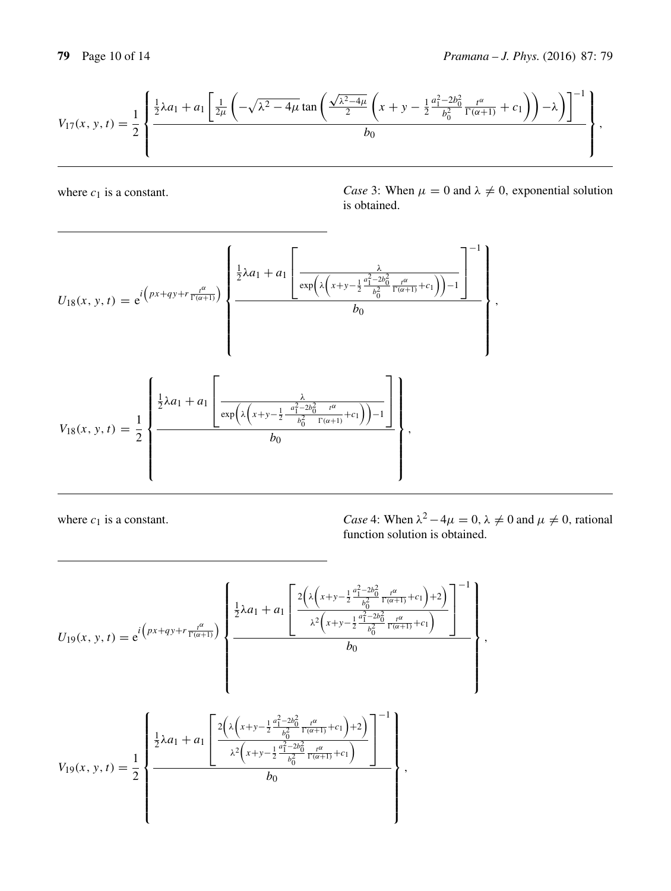$$V_{17}(x,y,t)=\frac{1}{2}\left\{\frac{\frac{1}{2}\lambda a_1+a_1\left[\frac{1}{2\mu}\left(-\sqrt{\lambda^2-4\mu}\tan\left(\frac{\sqrt{\lambda^2-4\mu}}{2}\left(x+y-\frac{1}{2}\frac{a_1^2-2b_0^2}{b_0^2}\frac{t^\alpha}{\Gamma(\alpha+1)}+c_1\right)\right)-\lambda\right)\right]^{-1}}{b_0}\right\},$$

where $c_1$ is a constant.

*Case* 3: When $\mu=0$ and $\lambda\neq 0$, exponential solution is obtained.

$$U_{18}(x,y,t)=\mathrm{e}^{i\left(px+qy+r\frac{t^\alpha}{\Gamma(\alpha+1)}\right)}\left\{\frac{\frac{1}{2}\lambda a_1+a_1\left[\frac{\lambda}{\exp\left(\lambda\left(x+y-\frac{1}{2}\frac{a_1^2-2b_0^2}{b_0^2}\frac{t^\alpha}{\Gamma(\alpha+1)}+c_1\right)\right)-1}\right]^{-1}}{b_0}\right\},$$

$$V_{18}(x,y,t)=\frac{1}{2}\left\{\frac{\frac{1}{2}\lambda a_1+a_1\left[\frac{\lambda}{\exp\left(\lambda\left(x+y-\frac{1}{2}\frac{a_1^2-2b_0^2}{b_0^2}\frac{t^\alpha}{\Gamma(\alpha+1)}+c_1\right)\right)-1}\right]}{b_0}\right\},$$

where $c_1$ is a constant.

*Case* 4: When $\lambda^2-4\mu=0$, $\lambda\neq 0$ and $\mu\neq 0$, rational function solution is obtained.

$$U_{19}(x,y,t)=\mathrm{e}^{i\left(px+qy+r\frac{t^\alpha}{\Gamma(\alpha+1)}\right)}\left\{\frac{\frac{1}{2}\lambda a_1+a_1\left[\frac{2\left(\lambda\left(x+y-\frac{1}{2}\frac{a_1^2-2b_0^2}{b_0^2}\frac{t^\alpha}{\Gamma(\alpha+1)}+c_1\right)+2\right)}{\lambda^2\left(x+y-\frac{1}{2}\frac{a_1^2-2b_0^2}{b_0^2}\frac{t^\alpha}{\Gamma(\alpha+1)}+c_1\right)}\right]^{-1}}{b_0}\right\},$$

$$V_{19}(x,y,t)=\frac{1}{2}\left\{\frac{\frac{1}{2}\lambda a_1+a_1\left[\frac{2\left(\lambda\left(x+y-\frac{1}{2}\frac{a_1^2-2b_0^2}{b_0^2}\frac{t^\alpha}{\Gamma(\alpha+1)}+c_1\right)+2\right)}{\lambda^2\left(x+y-\frac{1}{2}\frac{a_1^2-2b_0^2}{b_0^2}\frac{t^\alpha}{\Gamma(\alpha+1)}+c_1\right)}\right]^{-1}}{b_0}\right\},$$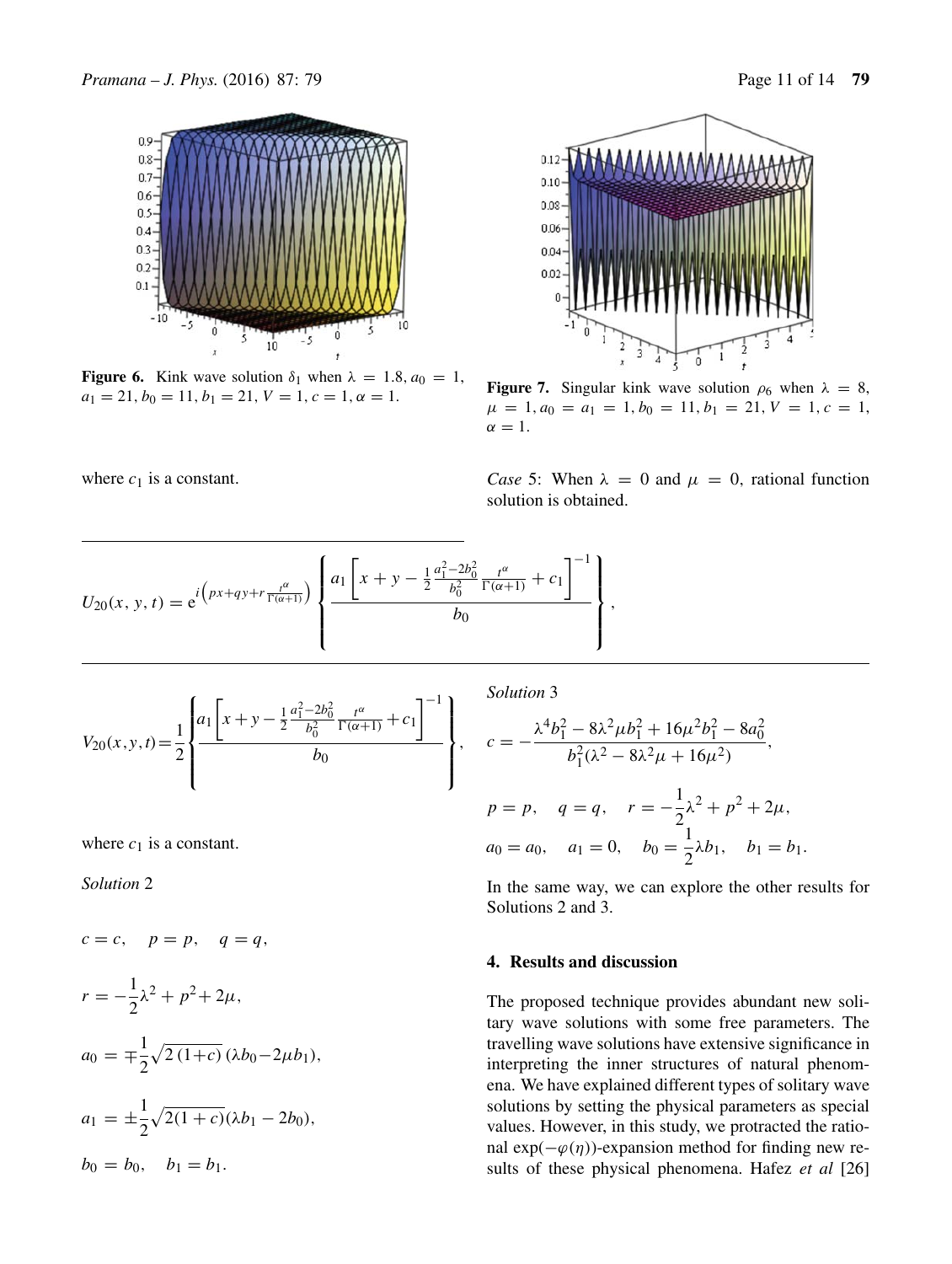Figure 6. Kink wave solution $\delta_1$ when $\lambda = 1.8, a_0 = 1, a_1 = 21, b_0 = 11, b_1 = 21, V = 1, c = 1, \alpha = 1$.

Figure 7. Singular kink wave solution $\rho_6$ when $\lambda = 8, \mu = 1, a_0 = a_1 = 1, b_0 = 11, b_1 = 21, V = 1, c = 1, \alpha = 1$.

where $c_1$ is a constant.

*Case* 5: When $\lambda = 0$ and $\mu = 0$, rational function solution is obtained.

$$U_{20}(x,y,t) = \mathrm{e}^{i\left(px+qy+r\frac{t^\alpha}{\Gamma(\alpha+1)}\right)} \left\{ \frac{a_1\left[x+y-\frac{1}{2}\frac{a_1^2-2b_0^2}{b_0^2}\frac{t^\alpha}{\Gamma(\alpha+1)}+c_1\right]^{-1}}{b_0} \right\},$$

$$V_{20}(x,y,t) = \frac{1}{2}\left\{ \frac{a_1\left[x+y-\frac{1}{2}\frac{a_1^2-2b_0^2}{b_0^2}\frac{t^\alpha}{\Gamma(\alpha+1)}+c_1\right]^{-1}}{b_0} \right\},$$

where $c_1$ is a constant.

*Solution* 2

$$c = c, \quad p = p, \quad q = q,$$

$$r = -\frac{1}{2}\lambda^2 + p^2 + 2\mu,$$

$$a_0 = \mp\frac{1}{2}\sqrt{2(1+c)}\,(\lambda b_0 - 2\mu b_1),$$

$$a_1 = \pm\frac{1}{2}\sqrt{2(1+c)}(\lambda b_1 - 2b_0),$$

$$b_0 = b_0, \quad b_1 = b_1.$$

*Solution* 3

$$c = -\frac{\lambda^4 b_1^2 - 8\lambda^2\mu b_1^2 + 16\mu^2 b_1^2 - 8a_0^2}{b_1^2(\lambda^2 - 8\lambda^2\mu + 16\mu^2)},$$

$$p = p, \quad q = q, \quad r = -\frac{1}{2}\lambda^2 + p^2 + 2\mu,$$

$$a_0 = a_0, \quad a_1 = 0, \quad b_0 = \frac{1}{2}\lambda b_1, \quad b_1 = b_1.$$

In the same way, we can explore the other results for Solutions 2 and 3.

## 4. Results and discussion

The proposed technique provides abundant new solitary wave solutions with some free parameters. The travelling wave solutions have extensive significance in interpreting the inner structures of natural phenomena. We have explained different types of solitary wave solutions by setting the physical parameters as special values. However, in this study, we protracted the rational $\exp(-\varphi(\eta))$-expansion method for finding new results of these physical phenomena. Hafez *et al* [26]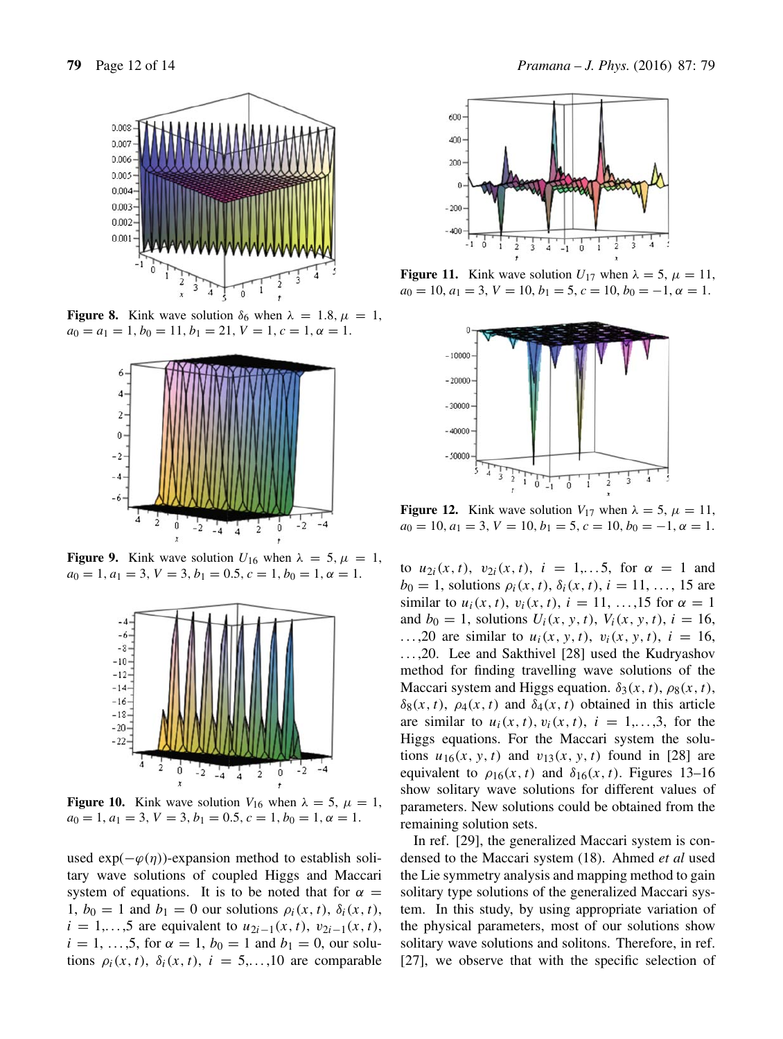Figure 8. Kink wave solution $\delta_6$ when $\lambda = 1.8$, $\mu = 1$, $a_0 = a_1 = 1$, $b_0 = 11$, $b_1 = 21$, $V = 1$, $c = 1$, $\alpha = 1$.

Figure 9. Kink wave solution $U_{16}$ when $\lambda = 5$, $\mu = 1$, $a_0 = 1$, $a_1 = 3$, $V = 3$, $b_1 = 0.5$, $c = 1$, $b_0 = 1$, $\alpha = 1$.

Figure 10. Kink wave solution $V_{16}$ when $\lambda = 5$, $\mu = 1$, $a_0 = 1$, $a_1 = 3$, $V = 3$, $b_1 = 0.5$, $c = 1$, $b_0 = 1$, $\alpha = 1$.

Figure 11. Kink wave solution $U_{17}$ when $\lambda = 5$, $\mu = 11$, $a_0 = 10$, $a_1 = 3$, $V = 10$, $b_1 = 5$, $c = 10$, $b_0 = -1$, $\alpha = 1$.

Figure 12. Kink wave solution $V_{17}$ when $\lambda = 5$, $\mu = 11$, $a_0 = 10$, $a_1 = 3$, $V = 10$, $b_1 = 5$, $c = 10$, $b_0 = -1$, $\alpha = 1$.

used $\exp(-\varphi(\eta))$-expansion method to establish solitary wave solutions of coupled Higgs and Maccari system of equations. It is to be noted that for $\alpha = 1$, $b_0 = 1$ and $b_1 = 0$ our solutions $\rho_i(x, t)$, $\delta_i(x, t)$, $i = 1, \ldots, 5$ are equivalent to $u_{2i-1}(x, t)$, $v_{2i-1}(x, t)$, $i = 1, \ldots, 5$, for $\alpha = 1$, $b_0 = 1$ and $b_1 = 0$, our solutions $\rho_i(x, t)$, $\delta_i(x, t)$, $i = 5, \ldots, 10$ are comparable to $u_{2i}(x, t)$, $v_{2i}(x, t)$, $i = 1, \ldots 5$, for $\alpha = 1$ and $b_0 = 1$, solutions $\rho_i(x, t)$, $\delta_i(x, t)$, $i = 11, \ldots, 15$ are similar to $u_i(x, t)$, $v_i(x, t)$, $i = 11, \ldots, 15$ for $\alpha = 1$ and $b_0 = 1$, solutions $U_i(x, y, t)$, $V_i(x, y, t)$, $i = 16, \ldots, 20$ are similar to $u_i(x, y, t)$, $v_i(x, y, t)$, $i = 16, \ldots, 20$. Lee and Sakthivel [28] used the Kudryashov method for finding travelling wave solutions of the Maccari system and Higgs equation. $\delta_3(x, t)$, $\rho_8(x, t)$, $\delta_8(x, t)$, $\rho_4(x, t)$ and $\delta_4(x, t)$ obtained in this article are similar to $u_i(x, t)$, $v_i(x, t)$, $i = 1, \ldots, 3$, for the Higgs equations. For the Maccari system the solutions $u_{16}(x, y, t)$ and $v_{13}(x, y, t)$ found in [28] are equivalent to $\rho_{16}(x, t)$ and $\delta_{16}(x, t)$. Figures 13–16 show solitary wave solutions for different values of parameters. New solutions could be obtained from the remaining solution sets.

In ref. [29], the generalized Maccari system is condensed to the Maccari system (18). Ahmed *et al* used the Lie symmetry analysis and mapping method to gain solitary type solutions of the generalized Maccari system. In this study, by using appropriate variation of the physical parameters, most of our solutions show solitary wave solutions and solitons. Therefore, in ref. [27], we observe that with the specific selection of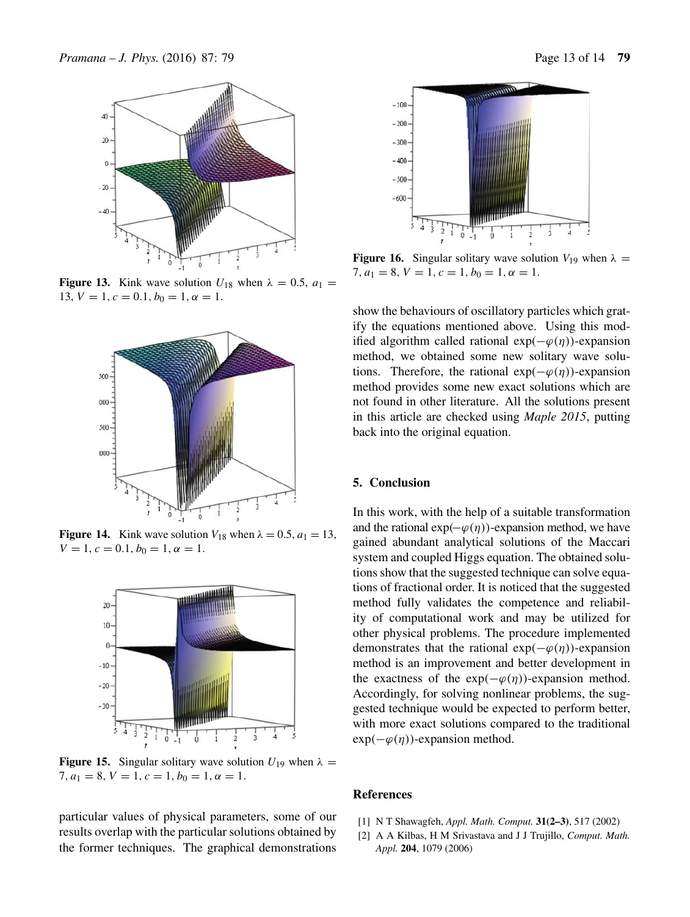**Figure 13.** Kink wave solution $U_{18}$ when $\lambda = 0.5$, $a_1 = 13$, $V = 1$, $c = 0.1$, $b_0 = 1$, $\alpha = 1$.

**Figure 14.** Kink wave solution $V_{18}$ when $\lambda = 0.5$, $a_1 = 13$, $V = 1$, $c = 0.1$, $b_0 = 1$, $\alpha = 1$.

**Figure 15.** Singular solitary wave solution $U_{19}$ when $\lambda = 7$, $a_1 = 8$, $V = 1$, $c = 1$, $b_0 = 1$, $\alpha = 1$.

**Figure 16.** Singular solitary wave solution $V_{19}$ when $\lambda = 7$, $a_1 = 8$, $V = 1$, $c = 1$, $b_0 = 1$, $\alpha = 1$.

particular values of physical parameters, some of our results overlap with the particular solutions obtained by the former techniques. The graphical demonstrations show the behaviours of oscillatory particles which gratify the equations mentioned above. Using this modified algorithm called rational $\exp(-\varphi(\eta))$-expansion method, we obtained some new solitary wave solutions. Therefore, the rational $\exp(-\varphi(\eta))$-expansion method provides some new exact solutions which are not found in other literature. All the solutions present in this article are checked using *Maple 2015*, putting back into the original equation.

## 5. Conclusion

In this work, with the help of a suitable transformation and the rational $\exp(-\varphi(\eta))$-expansion method, we have gained abundant analytical solutions of the Maccari system and coupled Higgs equation. The obtained solutions show that the suggested technique can solve equations of fractional order. It is noticed that the suggested method fully validates the competence and reliability of computational work and may be utilized for other physical problems. The procedure implemented demonstrates that the rational $\exp(-\varphi(\eta))$-expansion method is an improvement and better development in the exactness of the $\exp(-\varphi(\eta))$-expansion method. Accordingly, for solving nonlinear problems, the suggested technique would be expected to perform better, with more exact solutions compared to the traditional $\exp(-\varphi(\eta))$-expansion method.

## References

[1] N T Shawagfeh, *Appl. Math. Comput.* **31(2–3)**, 517 (2002)

[2] A A Kilbas, H M Srivastava and J J Trujillo, *Comput. Math. Appl.* **204**, 1079 (2006)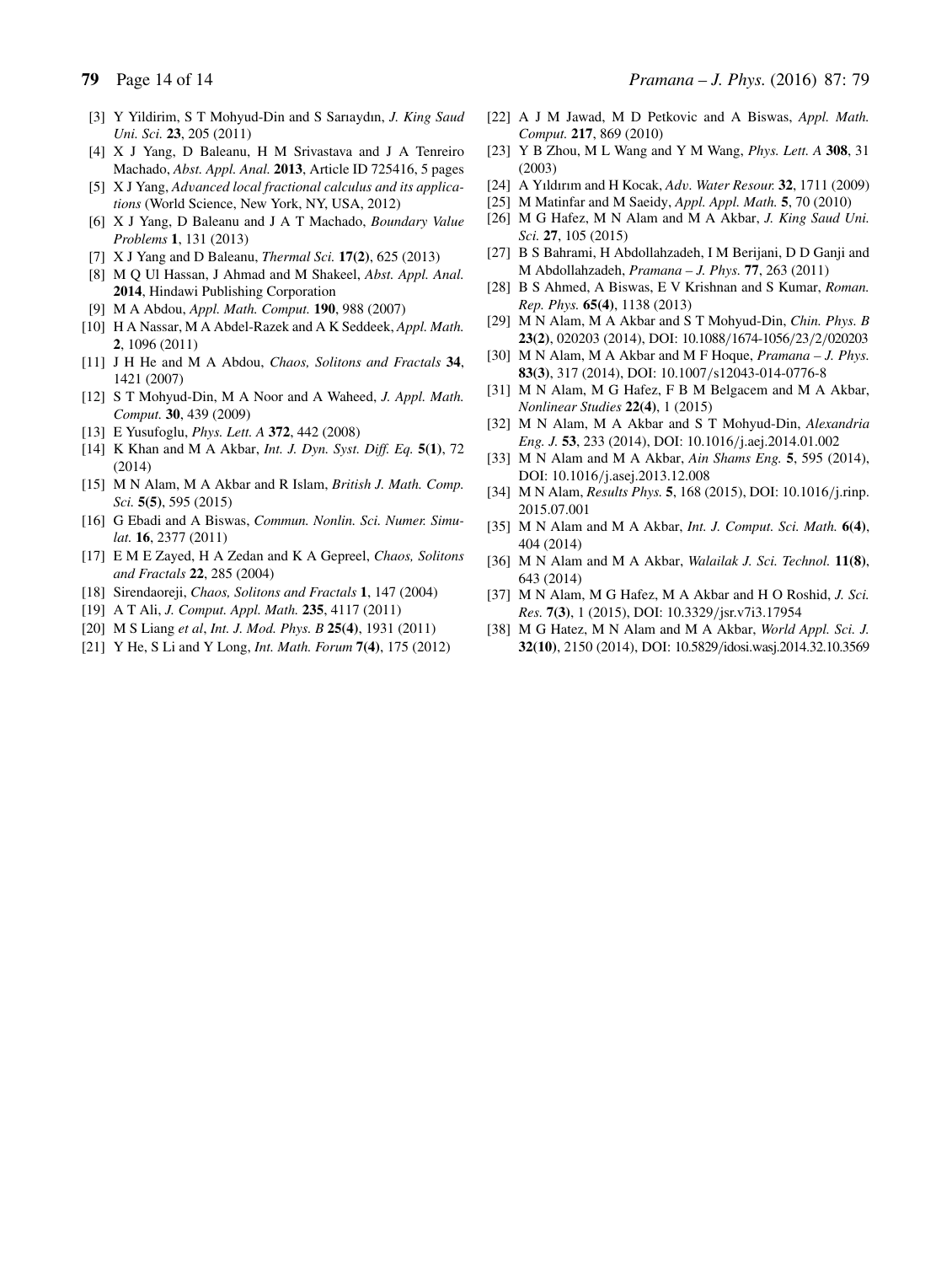[3] Y Yildirim, S T Mohyud-Din and S Sarıaydın, *J. King Saud Uni. Sci.* **23**, 205 (2011)

[4] X J Yang, D Baleanu, H M Srivastava and J A Tenreiro Machado, *Abst. Appl. Anal.* **2013**, Article ID 725416, 5 pages

[5] X J Yang, *Advanced local fractional calculus and its applications* (World Science, New York, NY, USA, 2012)

[6] X J Yang, D Baleanu and J A T Machado, *Boundary Value Problems* **1**, 131 (2013)

[7] X J Yang and D Baleanu, *Thermal Sci.* **17(2)**, 625 (2013)

[8] M Q Ul Hassan, J Ahmad and M Shakeel, *Abst. Appl. Anal.* **2014**, Hindawi Publishing Corporation

[9] M A Abdou, *Appl. Math. Comput.* **190**, 988 (2007)

[10] H A Nassar, M A Abdel-Razek and A K Seddeek, *Appl. Math.* **2**, 1096 (2011)

[11] J H He and M A Abdou, *Chaos, Solitons and Fractals* **34**, 1421 (2007)

[12] S T Mohyud-Din, M A Noor and A Waheed, *J. Appl. Math. Comput.* **30**, 439 (2009)

[13] E Yusufoglu, *Phys. Lett. A* **372**, 442 (2008)

[14] K Khan and M A Akbar, *Int. J. Dyn. Syst. Diff. Eq.* **5(1)**, 72 (2014)

[15] M N Alam, M A Akbar and R Islam, *British J. Math. Comp. Sci.* **5(5)**, 595 (2015)

[16] G Ebadi and A Biswas, *Commun. Nonlin. Sci. Numer. Simulat.* **16**, 2377 (2011)

[17] E M E Zayed, H A Zedan and K A Gepreel, *Chaos, Solitons and Fractals* **22**, 285 (2004)

[18] Sirendaoreji, *Chaos, Solitons and Fractals* **1**, 147 (2004)

[19] A T Ali, *J. Comput. Appl. Math.* **235**, 4117 (2011)

[20] M S Liang *et al*, *Int. J. Mod. Phys. B* **25(4)**, 1931 (2011)

[21] Y He, S Li and Y Long, *Int. Math. Forum* **7(4)**, 175 (2012)

[22] A J M Jawad, M D Petkovic and A Biswas, *Appl. Math. Comput.* **217**, 869 (2010)

[23] Y B Zhou, M L Wang and Y M Wang, *Phys. Lett. A* **308**, 31 (2003)

[24] A Yıldırım and H Kocak, *Adv. Water Resour.* **32**, 1711 (2009)

[25] M Matinfar and M Saeidy, *Appl. Appl. Math.* **5**, 70 (2010)

[26] M G Hafez, M N Alam and M A Akbar, *J. King Saud Uni. Sci.* **27**, 105 (2015)

[27] B S Bahrami, H Abdollahzadeh, I M Berijani, D D Ganji and M Abdollahzadeh, *Pramana – J. Phys.* **77**, 263 (2011)

[28] B S Ahmed, A Biswas, E V Krishnan and S Kumar, *Roman. Rep. Phys.* **65(4)**, 1138 (2013)

[29] M N Alam, M A Akbar and S T Mohyud-Din, *Chin. Phys. B* **23(2)**, 020203 (2014), DOI: 10.1088/1674-1056/23/2/020203

[30] M N Alam, M A Akbar and M F Hoque, *Pramana – J. Phys.* **83(3)**, 317 (2014), DOI: 10.1007/s12043-014-0776-8

[31] M N Alam, M G Hafez, F B M Belgacem and M A Akbar, *Nonlinear Studies* **22(4)**, 1 (2015)

[32] M N Alam, M A Akbar and S T Mohyud-Din, *Alexandria Eng. J.* **53**, 233 (2014), DOI: 10.1016/j.aej.2014.01.002

[33] M N Alam and M A Akbar, *Ain Shams Eng.* **5**, 595 (2014), DOI: 10.1016/j.asej.2013.12.008

[34] M N Alam, *Results Phys.* **5**, 168 (2015), DOI: 10.1016/j.rinp.2015.07.001

[35] M N Alam and M A Akbar, *Int. J. Comput. Sci. Math.* **6(4)**, 404 (2014)

[36] M N Alam and M A Akbar, *Walailak J. Sci. Technol.* **11(8)**, 643 (2014)

[37] M N Alam, M G Hafez, M A Akbar and H O Roshid, *J. Sci. Res.* **7(3)**, 1 (2015), DOI: 10.3329/jsr.v7i3.17954

[38] M G Hatez, M N Alam and M A Akbar, *World Appl. Sci. J.* **32(10)**, 2150 (2014), DOI: 10.5829/idosi.wasj.2014.32.10.3569